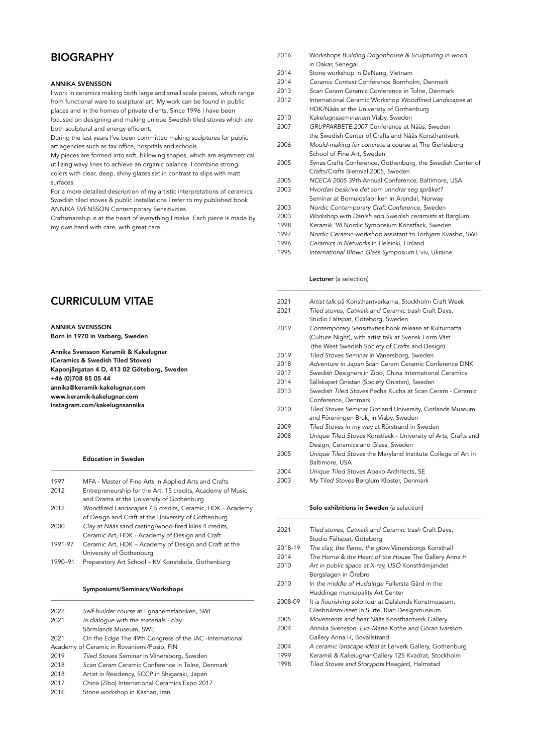## BIOGRAPHY

**ANNIKA SVENSSON**

I work in ceramics making both large and small scale pieces, which range from functional ware to sculptural art. My work can be found in public places and in the homes of private clients. Since 1996 I have been focused on designing and making unique Swedish tiled stoves which are both sculptural and energy efficient.

During the last years I've been committed making sculptures for public art agencies such as tax office, hospitals and schools.

My pieces are formed into soft, billowing shapes, which are asymmetrical utilizing wavy lines to achieve an organic balance. I combine strong colors with clear, deep, shiny glazes set in contrast to slips with matt surfaces.

For a more detailed description of my artistic interpretations of ceramics, Swedish tiled stoves & public installations I refer to my published book ANNIKA SVENSSON Contemporary Sensitivities.

Craftsmanship is at the heart of everything I make. Each piece is made by my own hand with care, with great care.

## CURRICULUM VITAE

**ANNIKA SVENSSON**
**Born in 1970 in Varberg, Sweden**

**Annika Svensson Keramik & Kakelugnar**
**(Ceramics & Swedish Tiled Stoves)**
**Kaponjärgatan 4 D, 413 02 Göteborg, Sweden**
**+46 (0)708 85 05 44**
**annika@keramik-kakelugnar.com**
**www.keramik-kakelugnar.com**
**instagram.com/kakelugnsannika**

### Education in Sweden

| | |
|---|---|
| 1997 | MFA - Master of Fine Arts in Applied Arts and Crafts |
| 2012 | Entrepreneurship for the Art, 15 credits, Academy of Music and Drama at the University of Gothenburg |
| 2012 | *Woodfired Landscapes* 7,5 credits, Ceramic, HDK - Academy of Design and Craft at the University of Gothenburg |
| 2000 | *Clay at Nääs* sand casting/wood-fired kilns 4 credits, Ceramic Art, HDK - Academy of Design and Craft |
| 1991-97 | Ceramic Art, HDK – Academy of Design and Craft at the University of Gothenburg |
| 1990–91 | Preparatory Art School – KV Konstskola, Gothenburg |

### Symposiums/Seminars/Workshops

| | |
|---|---|
| 2022 | *Self-builder course* at Egnahemsfabriken, SWE |
| 2021 | *In dialogue with the materials - clay* Sörmlands Museum, SWE |
| 2021 | *On the Edge* The 49th Congress of the IAC -International Academy of Ceramic in Rovaniemi/Posio, FIN |
| 2019 | *Tiled Stoves Seminar* in Vänersborg, Sweden |
| 2018 | *Scan Ceram* Ceramic Conference in Tolne, Denmark |
| 2018 | Artist in Residency, SCCP in Shigaraki, Japan |
| 2017 | China (Zibo) International Ceramics Expo 2017 |
| 2016 | Stone workshop in Kashan, Iran |
| 2016 | Workshops *Building Dogonhouse & Sculpturing in wood* in Dakar, Senegal |
| 2014 | Stone workshop in DaNang, Vietnam |
| 2014 | *Ceramic Context* Conference Bornholm, Denmark |
| 2013 | *Scan Ceram* Ceramic Conference in Tolne, Denmark |
| 2012 | International Ceramic Workshop *Woodfired Landscapes* at HDK/Nääs at the University of Gothenburg |
| 2010 | *Kakelugnsseminarium* Visby, Sweden |
| 2007 | *GRUPPARBETE:2007* Conference at Nääs, Sweden the Swedish Center of Crafts and Nääs Konsthantverk |
| 2006 | *Mould-making for concrete* a course at The Gerlesborg School of Fine Art, Sweden |
| 2005 | *Synas* Crafts Conference, Gothenburg, the Swedish Center of Crafts/Crafts Biennial 2005, Sweden |
| 2005 | *NCECA 2005* 39th Annual Conference, Baltimore, USA |
| 2003 | *Hvordan beskrive det som unndrar seg språket?* Seminar at Bomuldsfabriken in Arendal, Norway |
| 2003 | *Nordic Contemporary Craft Conference*, Sweden |
| 2003 | *Workshop with Danish and Swedish ceramists* at Børglum |
| 1998 | *Keramik '98* Nordic Symposium Konstfack, Sweden |
| 1997 | *Nordic Ceramic-workshop* assistant to Torbjørn Kvasbø, SWE |
| 1996 | *Ceramics in Networks* in Helsinki, Finland |
| 1995 | *International Blown Glass Symposium* L´viv, Ukraine |

### Lecturer (a selection)

| | |
|---|---|
| 2021 | *Artist talk* på Konsthantverkarna, Stockholm Craft Week |
| 2021 | *Tiled stoves, Catwalk and Ceramic trash* Craft Days, Studio Fältspat, Göteborg, Sweden |
| 2019 | *Contemporary Sensitivities* book release at Kulturnatta (Culture Night), with artist talk at Svensk Form Väst (the West Swedish Society of Crafts and Design) |
| 2019 | *Tiled Stoves Seminar* in Vänersborg, Sweden |
| 2018 | *Adventure in Japan* Scan Ceram Ceramic Conference DNK |
| 2017 | *Swedish Designers* in Zibo, China International Ceramics |
| 2014 | Sällskapet Gnistan (Society Gnistan), Sweden |
| 2013 | *Swedish Tiled Stoves* Pecha Kucha at Scan Ceram - Ceramic Conference, Denmark |
| 2010 | *Tiled Stoves Seminar* Gotland University, Gotlands Museum and Föreningen Bruk, in Visby, Sweden |
| 2009 | *Tiled Stoves in my way* at Rörstrand in Sweden |
| 2008 | *Unique Tiled Stoves* Konstfack - University of Arts, Crafts and Design, Ceramics and Glass, Sweden |
| 2005 | *Unique Tiled Stoves* the Maryland Institute College of Art in Baltimore, USA |
| 2004 | *Unique Tiled Stoves* Abako Architects, SE |
| 2003 | *My Tiled Stoves* Børglum Kloster, Denmark |

### Solo exhibitions in Sweden (a selection)

| | |
|---|---|
| 2021 | *Tiled stoves, Catwalk and Ceramic trash* Craft Days, Studio Fältspat, Göteborg |
| 2018-19 | *The clay, the flame, the glow* Vänersborgs Konsthall |
| 2014 | *The Home & the Heart of the House* The Gallery Anna H |
| 2010 | *Art in public space at X-ray, USÖ* Konstfrämjandet Bergslagen in Örebro |
| 2010 | *In the middle of Huddinge* Fullersta Gård in the Huddinge municipality Art Center |
| 2008-09 | *It is flourishing* solo tour at Dalslands Konstmuseum, Glasbruksmuseet in Surte, Rian Designmuseum |
| 2005 | *Movements and heat* Nääs Konsthantverk Gallery |
| 2004 | *Annika Svensson, Eva-Marie Kothe and Göran Ivarsson* Gallery Anna H, Bovallstrand |
| 2004 | *A ceramic lanscape-ideal* at Lerverk Gallery, Gothenburg |
| 1999 | *Keramik & Kakelugnar* Gallery 125 Kvadrat, Stockholm |
| 1998 | *Tiled Stoves and Storypots* Heagård, Halmstad |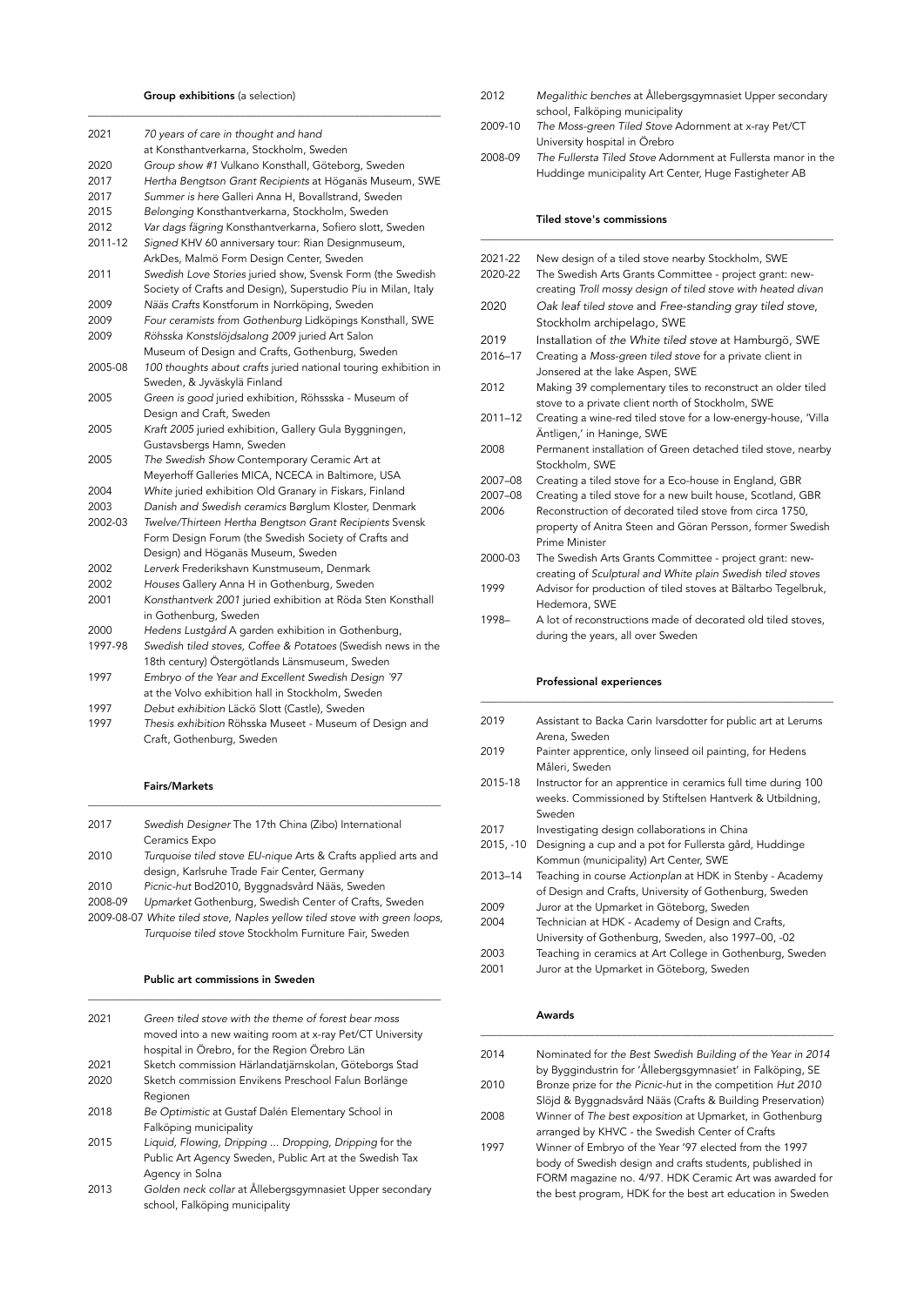### Group exhibitions (a selection)

| | |
|---|---|
| 2021 | *70 years of care in thought and hand* at Konsthantverkarna, Stockholm, Sweden |
| 2020 | *Group show #1* Vulkano Konsthall, Göteborg, Sweden |
| 2017 | *Hertha Bengtson Grant Recipients* at Höganäs Museum, SWE |
| 2017 | *Summer is here* Galleri Anna H, Bovallstrand, Sweden |
| 2015 | *Belonging* Konsthantverkarna, Stockholm, Sweden |
| 2012 | *Var dags fägring* Konsthantverkarna, Sofiero slott, Sweden |
| 2011-12 | *Signed* KHV 60 anniversary tour: Rian Designmuseum, ArkDes, Malmö Form Design Center, Sweden |
| 2011 | *Swedish Love Stories* juried show, Svensk Form (the Swedish Society of Crafts and Design), Superstudio Píu in Milan, Italy |
| 2009 | *Nääs Crafts* Konstforum in Norrköping, Sweden |
| 2009 | *Four ceramists from Gothenburg* Lidköpings Konsthall, SWE |
| 2009 | *Röhsska Konstslöjdsalong 2009* juried Art Salon Museum of Design and Crafts, Gothenburg, Sweden |
| 2005-08 | *100 thoughts about crafts* juried national touring exhibition in Sweden, & Jyväskylä Finland |
| 2005 | *Green is good* juried exhibition, Röhssska - Museum of Design and Craft, Sweden |
| 2005 | *Kraft 2005* juried exhibition, Gallery Gula Byggningen, Gustavsbergs Hamn, Sweden |
| 2005 | *The Swedish Show* Contemporary Ceramic Art at Meyerhoff Galleries MICA, NCECA in Baltimore, USA |
| 2004 | *White* juried exhibition Old Granary in Fiskars, Finland |
| 2003 | *Danish and Swedish ceramics* Børglum Kloster, Denmark |
| 2002-03 | *Twelve/Thirteen Hertha Bengtson Grant Recipients* Svensk Form Design Forum (the Swedish Society of Crafts and Design) and Höganäs Museum, Sweden |
| 2002 | *Lerverk* Frederikshavn Kunstmuseum, Denmark |
| 2002 | *Houses* Gallery Anna H in Gothenburg, Sweden |
| 2001 | *Konsthantverk 2001* juried exhibition at Röda Sten Konsthall in Gothenburg, Sweden |
| 2000 | *Hedens Lustgård* A garden exhibition in Gothenburg, |
| 1997-98 | *Swedish tiled stoves, Coffee & Potatoes* (Swedish news in the 18th century) Östergötlands Länsmuseum, Sweden |
| 1997 | *Embryo of the Year and Excellent Swedish Design ´97* at the Volvo exhibition hall in Stockholm, Sweden |
| 1997 | *Debut exhibition* Läckö Slott (Castle), Sweden |
| 1997 | *Thesis exhibition* Röhsska Museet - Museum of Design and Craft, Gothenburg, Sweden |

### Fairs/Markets

| | |
|---|---|
| 2017 | *Swedish Designer* The 17th China (Zibo) International Ceramics Expo |
| 2010 | *Turquoise tiled stove EU-nique* Arts & Crafts applied arts and design, Karlsruhe Trade Fair Center, Germany |
| 2010 | *Picnic-hut* Bod2010, Byggnadsvård Nääs, Sweden |
| 2008-09 | *Upmarket* Gothenburg, Swedish Center of Crafts, Sweden |
| 2009-08-07 | *White tiled stove, Naples yellow tiled stove with green loops, Turquoise tiled stove* Stockholm Furniture Fair, Sweden |

### Public art commissions in Sweden

| | |
|---|---|
| 2021 | *Green tiled stove with the theme of forest bear moss* moved into a new waiting room at x-ray Pet/CT University hospital in Örebro, for the Region Örebro Län |
| 2021 | Sketch commission Härlandatjärnskolan, Göteborgs Stad |
| 2020 | Sketch commission Envikens Preschool Falun Borlänge Regionen |
| 2018 | *Be Optimistic* at Gustaf Dalén Elementary School in Falköping municipality |
| 2015 | *Liquid, Flowing, Dripping ... Dropping, Dripping* for the Public Art Agency Sweden, Public Art at the Swedish Tax Agency in Solna |
| 2013 | *Golden neck collar* at Ållebergsgymnasiet Upper secondary school, Falköping municipality |
| 2012 | *Megalithic benches* at Ållebergsgymnasiet Upper secondary school, Falköping municipality |
| 2009-10 | *The Moss-green Tiled Stove* Adornment at x-ray Pet/CT University hospital in Örebro |
| 2008-09 | *The Fullersta Tiled Stove* Adornment at Fullersta manor in the Huddinge municipality Art Center, Huge Fastigheter AB |

### Tiled stove's commissions

| | |
|---|---|
| 2021-22 | New design of a tiled stove nearby Stockholm, SWE |
| 2020-22 | The Swedish Arts Grants Committee - project grant: new-creating *Troll mossy design of tiled stove with heated divan* |
| 2020 | *Oak leaf tiled stove* and *Free-standing gray tiled stove*, Stockholm archipelago, SWE |
| 2019 | Installation of *the White tiled stove* at Hamburgö, SWE |
| 2016–17 | Creating a *Moss-green tiled stove* for a private client in Jonsered at the lake Aspen, SWE |
| 2012 | Making 39 complementary tiles to reconstruct an older tiled stove to a private client north of Stockholm, SWE |
| 2011–12 | Creating a wine-red tiled stove for a low-energy-house, 'Villa Äntligen,' in Haninge, SWE |
| 2008 | Permanent installation of Green detached tiled stove, nearby Stockholm, SWE |
| 2007–08 | Creating a tiled stove for a Eco-house in England, GBR |
| 2007–08 | Creating a tiled stove for a new built house, Scotland, GBR |
| 2006 | Reconstruction of decorated tiled stove from circa 1750, property of Anitra Steen and Göran Persson, former Swedish Prime Minister |
| 2000-03 | The Swedish Arts Grants Committee - project grant: new-creating of *Sculptural and White plain Swedish tiled stoves* |
| 1999 | Advisor for production of tiled stoves at Bältarbo Tegelbruk, Hedemora, SWE |
| 1998– | A lot of reconstructions made of decorated old tiled stoves, during the years, all over Sweden |

### Professional experiences

| | |
|---|---|
| 2019 | Assistant to Backa Carin Ivarsdotter for public art at Lerums Arena, Sweden |
| 2019 | Painter apprentice, only linseed oil painting, for Hedens Måleri, Sweden |
| 2015-18 | Instructor for an apprentice in ceramics full time during 100 weeks. Commissioned by Stiftelsen Hantverk & Utbildning, Sweden |
| 2017 | Investigating design collaborations in China |
| 2015, -10 | Designing a cup and a pot for Fullersta gård, Huddinge Kommun (municipality) Art Center, SWE |
| 2013–14 | Teaching in course *Actionplan* at HDK in Stenby - Academy of Design and Crafts, University of Gothenburg, Sweden |
| 2009 | Juror at the Upmarket in Göteborg, Sweden |
| 2004 | Technician at HDK - Academy of Design and Crafts, University of Gothenburg, Sweden, also 1997–00, -02 |
| 2003 | Teaching in ceramics at Art College in Gothenburg, Sweden |
| 2001 | Juror at the Upmarket in Göteborg, Sweden |

### Awards

| | |
|---|---|
| 2014 | Nominated for *the Best Swedish Building of the Year in 2014* by Byggindustrin for 'Ållebergsgymnasiet' in Falköping, SE |
| 2010 | Bronze prize for *the Picnic-hut* in the competition *Hut 2010* Slöjd & Byggnadsvård Nääs (Crafts & Building Preservation) |
| 2008 | Winner of *The best exposition* at Upmarket, in Gothenburg arranged by KHVC - the Swedish Center of Crafts |
| 1997 | Winner of Embryo of the Year '97 elected from the 1997 body of Swedish design and crafts students, published in FORM magazine no. 4/97. HDK Ceramic Art was awarded for the best program, HDK for the best art education in Sweden |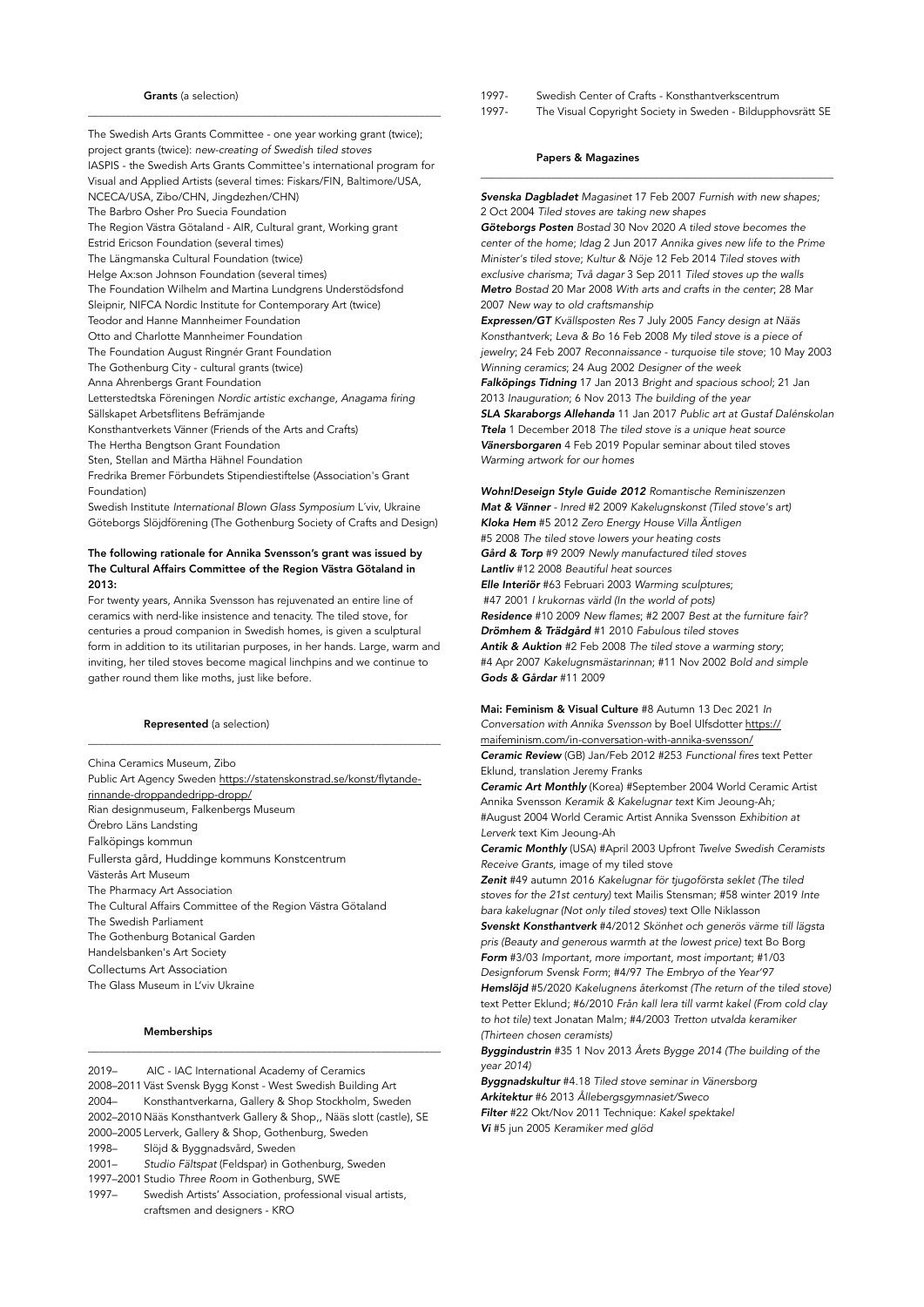#### Grants (a selection)

The Swedish Arts Grants Committee - one year working grant (twice); project grants (twice): *new-creating of Swedish tiled stoves*
IASPIS - the Swedish Arts Grants Committee's international program for Visual and Applied Artists (several times: Fiskars/FIN, Baltimore/USA, NCECA/USA, Zibo/CHN, Jingdezhen/CHN)
The Barbro Osher Pro Suecia Foundation
The Region Västra Götaland - AIR, Cultural grant, Working grant
Estrid Ericson Foundation (several times)
The Längmanska Cultural Foundation (twice)
Helge Ax:son Johnson Foundation (several times)
The Foundation Wilhelm and Martina Lundgrens Understödsfond
Sleipnir, NIFCA Nordic Institute for Contemporary Art (twice)
Teodor and Hanne Mannheimer Foundation
Otto and Charlotte Mannheimer Foundation
The Foundation August Ringnér Grant Foundation
The Gothenburg City - cultural grants (twice)
Anna Ahrenbergs Grant Foundation
Letterstedtska Föreningen *Nordic artistic exchange, Anagama firing*
Sällskapet Arbetsflitens Befrämjande
Konsthantverkets Vänner (Friends of the Arts and Crafts)
The Hertha Bengtson Grant Foundation
Sten, Stellan and Märtha Hähnel Foundation
Fredrika Bremer Förbundets Stipendiestiftelse (Association's Grant Foundation)
Swedish Institute *International Blown Glass Symposium* L´viv, Ukraine
Göteborgs Slöjdförening (The Gothenburg Society of Crafts and Design)

**The following rationale for Annika Svensson's grant was issued by The Cultural Affairs Committee of the Region Västra Götaland in 2013:**

For twenty years, Annika Svensson has rejuvenated an entire line of ceramics with nerd-like insistence and tenacity. The tiled stove, for centuries a proud companion in Swedish homes, is given a sculptural form in addition to its utilitarian purposes, in her hands. Large, warm and inviting, her tiled stoves become magical linchpins and we continue to gather round them like moths, just like before.

#### Represented (a selection)

China Ceramics Museum, Zibo
Public Art Agency Sweden https://statenskonstrad.se/konst/flytande-rinnande-droppandedripp-dropp/
Rian designmuseum, Falkenbergs Museum
Örebro Läns Landsting
Falköpings kommun
Fullersta gård, Huddinge kommuns Konstcentrum
Västerås Art Museum
The Pharmacy Art Association
The Cultural Affairs Committee of the Region Västra Götaland
The Swedish Parliament
The Gothenburg Botanical Garden
Handelsbanken's Art Society
Collectums Art Association
The Glass Museum in L'viv Ukraine

#### Memberships

2019– AIC - IAC International Academy of Ceramics
2008–2011 Väst Svensk Bygg Konst - West Swedish Building Art
2004– Konsthantverkarna, Gallery & Shop Stockholm, Sweden
2002–2010 Nääs Konsthantverk Gallery & Shop,, Nääs slott (castle), SE
2000–2005 Lerverk, Gallery & Shop, Gothenburg, Sweden
1998– Slöjd & Byggnadsvård, Sweden
2001– *Studio Fältspat* (Feldspar) in Gothenburg, Sweden
1997–2001 Studio *Three Room* in Gothenburg, SWE
1997– Swedish Artists' Association, professional visual artists, craftsmen and designers - KRO
1997- Swedish Center of Crafts - Konsthantverkscentrum
1997- The Visual Copyright Society in Sweden - Bildupphovsrätt SE

#### Papers & Magazines

***Svenska Dagbladet*** Magasinet 17 Feb 2007 *Furnish with new shapes;* 2 Oct 2004 *Tiled stoves are taking new shapes*
***Göteborgs Posten*** *Bostad* 30 Nov 2020 *A tiled stove becomes the center of the home*; *Idag* 2 Jun 2017 *Annika gives new life to the Prime Minister's tiled stove*; *Kultur & Nöje* 12 Feb 2014 *Tiled stoves with exclusive charisma*; *Två dagar* 3 Sep 2011 *Tiled stoves up the walls*
***Metro*** *Bostad* 20 Mar 2008 *With arts and crafts in the center*; 28 Mar 2007 *New way to old craftsmanship*
***Expressen/GT*** *Kvällsposten Res* 7 July 2005 *Fancy design at Nääs Konsthantverk*; *Leva & Bo* 16 Feb 2008 *My tiled stove is a piece of jewelry*; 24 Feb 2007 *Reconnaissance - turquoise tile stove*; 10 May 2003 *Winning ceramics*; 24 Aug 2002 *Designer of the week*
***Falköpings Tidning*** 17 Jan 2013 *Bright and spacious school*; 21 Jan 2013 *Inauguration*; 6 Nov 2013 *The building of the year*
***SLA Skaraborgs Allehanda*** 11 Jan 2017 *Public art at Gustaf Dalénskolan*
***Ttela*** 1 December 2018 *The tiled stove is a unique heat source*
***Vänersborgaren*** 4 Feb 2019 Popular seminar about tiled stoves *Warming artwork for our homes*

***Wohn!Deseign Style Guide 2012*** *Romantische Reminiszenzen*
***Mat & Vänner*** *- Inred* #2 2009 *Kakelugnskonst (Tiled stove's art)*
***Kloka Hem*** #5 2012 *Zero Energy House Villa Äntligen*
#5 2008 *The tiled stove lowers your heating costs*
***Gård & Torp*** #9 2009 *Newly manufactured tiled stoves*
***Lantliv*** #12 2008 *Beautiful heat sources*
***Elle Interiör*** #63 Februari 2003 *Warming sculptures*;
#47 2001 *I krukornas värld (In the world of pots)*
***Residence*** #10 2009 *New flames*; #2 2007 *Best at the furniture fair?*
***Drömhem & Trädgård*** #1 2010 *Fabulous tiled stoves*
***Antik & Auktion*** #2 Feb 2008 *The tiled stove a warming story*;
#4 Apr 2007 *Kakelugnsmästarinnan*; #11 Nov 2002 *Bold and simple*
***Gods & Gårdar*** #11 2009

**Mai: Feminism & Visual Culture** #8 Autumn 13 Dec 2021 *In Conversation with Annika Svensson* by Boel Ulfsdotter https://maifeminism.com/in-conversation-with-annika-svensson/
***Ceramic Review*** (GB) Jan/Feb 2012 #253 *Functional fires* text Petter Eklund, translation Jeremy Franks
***Ceramic Art Monthly*** (Korea) #September 2004 World Ceramic Artist Annika Svensson *Keramik & Kakelugnar text* Kim Jeoung-Ah;
#August 2004 World Ceramic Artist Annika Svensson *Exhibition at Lerverk* text Kim Jeoung-Ah
***Ceramic Monthly*** (USA) #April 2003 Upfront *Twelve Swedish Ceramists Receive Grants*, image of my tiled stove
***Zenit*** #49 autumn 2016 *Kakelugnar för tjugoförsta seklet (The tiled stoves for the 21st century)* text Mailis Stensman; #58 winter 2019 *Inte bara kakelugnar (Not only tiled stoves)* text Olle Niklasson
***Svenskt Konsthantverk*** #4/2012 *Skönhet och generös värme till lägsta pris (Beauty and generous warmth at the lowest price)* text Bo Borg
***Form*** #3/03 *Important, more important, most important*; #1/03 *Designforum Svensk Form*; #4/97 *The Embryo of the Year'97*
***Hemslöjd*** #5/2020 *Kakelugnens återkomst (The return of the tiled stove)* text Petter Eklund; #6/2010 *Från kall lera till varmt kakel (From cold clay to hot tile)* text Jonatan Malm; #4/2003 *Tretton utvalda keramiker (Thirteen chosen ceramists)*
***Byggindustrin*** #35 1 Nov 2013 *Årets Bygge 2014 (The building of the year 2014)*
***Byggnadskultur*** #4.18 *Tiled stove seminar in Vänersborg*
***Arkitektur*** #6 2013 *Ållebergsgymnasiet/Sweco*
***Filter*** #22 Okt/Nov 2011 Technique: *Kakel spektakel*
***Vi*** #5 jun 2005 *Keramiker med glöd*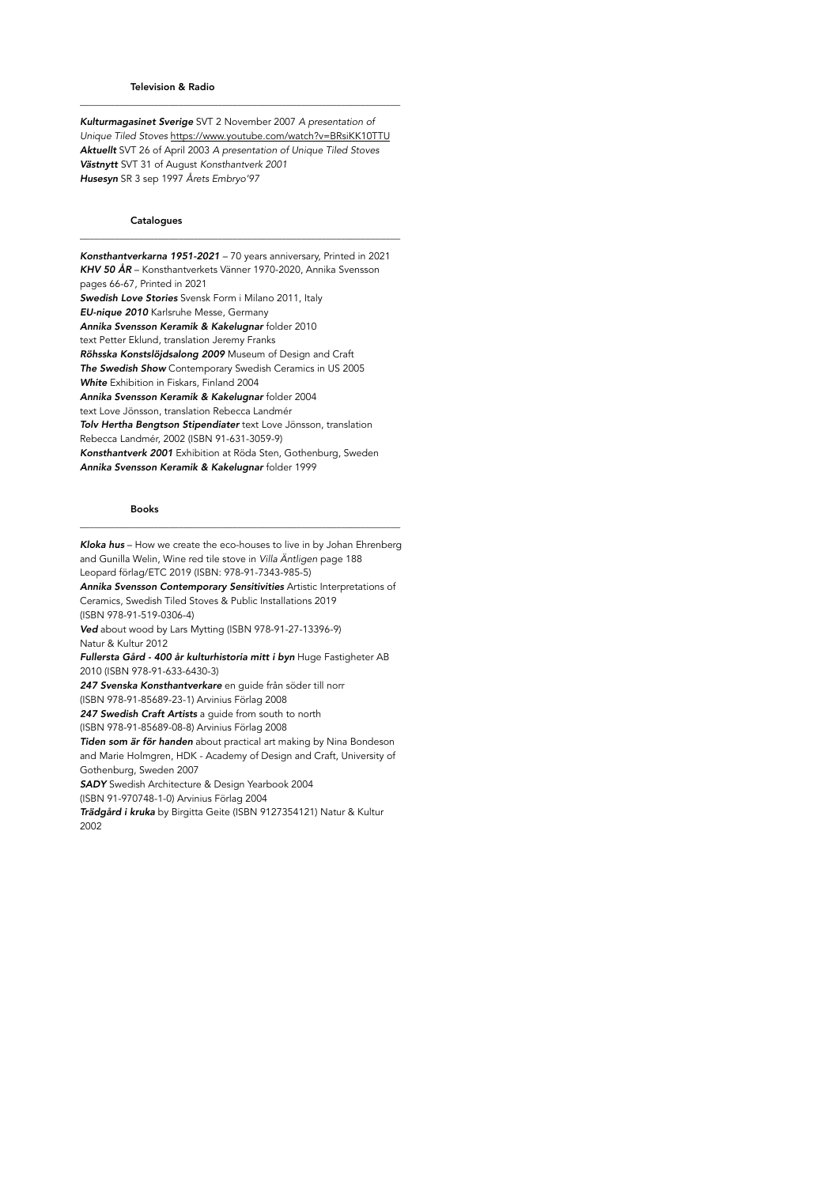## Television & Radio

***Kulturmagasinet Sverige*** SVT 2 November 2007 *A presentation of Unique Tiled Stoves* https://www.youtube.com/watch?v=BRsiKK10TTU
***Aktuellt*** SVT 26 of April 2003 *A presentation of Unique Tiled Stoves*
***Västnytt*** SVT 31 of August *Konsthantverk 2001*
***Husesyn*** SR 3 sep 1997 *Årets Embryo'97*

## Catalogues

***Konsthantverkarna 1951-2021*** – 70 years anniversary, Printed in 2021
***KHV 50 ÅR*** – Konsthantverkets Vänner 1970-2020, Annika Svensson pages 66-67, Printed in 2021
***Swedish Love Stories*** Svensk Form i Milano 2011, Italy
***EU-nique 2010*** Karlsruhe Messe, Germany
***Annika Svensson Keramik & Kakelugnar*** folder 2010 text Petter Eklund, translation Jeremy Franks
***Röhsska Konstslöjdsalong 2009*** Museum of Design and Craft
***The Swedish Show*** Contemporary Swedish Ceramics in US 2005
***White*** Exhibition in Fiskars, Finland 2004
***Annika Svensson Keramik & Kakelugnar*** folder 2004 text Love Jönsson, translation Rebecca Landmér
***Tolv Hertha Bengtson Stipendiater*** text Love Jönsson, translation Rebecca Landmér, 2002 (ISBN 91-631-3059-9)
***Konsthantverk 2001*** Exhibition at Röda Sten, Gothenburg, Sweden
***Annika Svensson Keramik & Kakelugnar*** folder 1999

## Books

***Kloka hus*** – How we create the eco-houses to live in by Johan Ehrenberg and Gunilla Welin, Wine red tile stove in *Villa Äntligen* page 188 Leopard förlag/ETC 2019 (ISBN: 978-91-7343-985-5)
***Annika Svensson Contemporary Sensitivities*** Artistic Interpretations of Ceramics, Swedish Tiled Stoves & Public Installations 2019 (ISBN 978-91-519-0306-4)
***Ved*** about wood by Lars Mytting (ISBN 978-91-27-13396-9) Natur & Kultur 2012
***Fullersta Gård - 400 år kulturhistoria mitt i byn*** Huge Fastigheter AB 2010 (ISBN 978-91-633-6430-3)
***247 Svenska Konsthantverkare*** en guide från söder till norr (ISBN 978-91-85689-23-1) Arvinius Förlag 2008
***247 Swedish Craft Artists*** a guide from south to north (ISBN 978-91-85689-08-8) Arvinius Förlag 2008
***Tiden som är för handen*** about practical art making by Nina Bondeson and Marie Holmgren, HDK - Academy of Design and Craft, University of Gothenburg, Sweden 2007
***SADY*** Swedish Architecture & Design Yearbook 2004 (ISBN 91-970748-1-0) Arvinius Förlag 2004
***Trädgård i kruka*** by Birgitta Geite (ISBN 9127354121) Natur & Kultur 2002